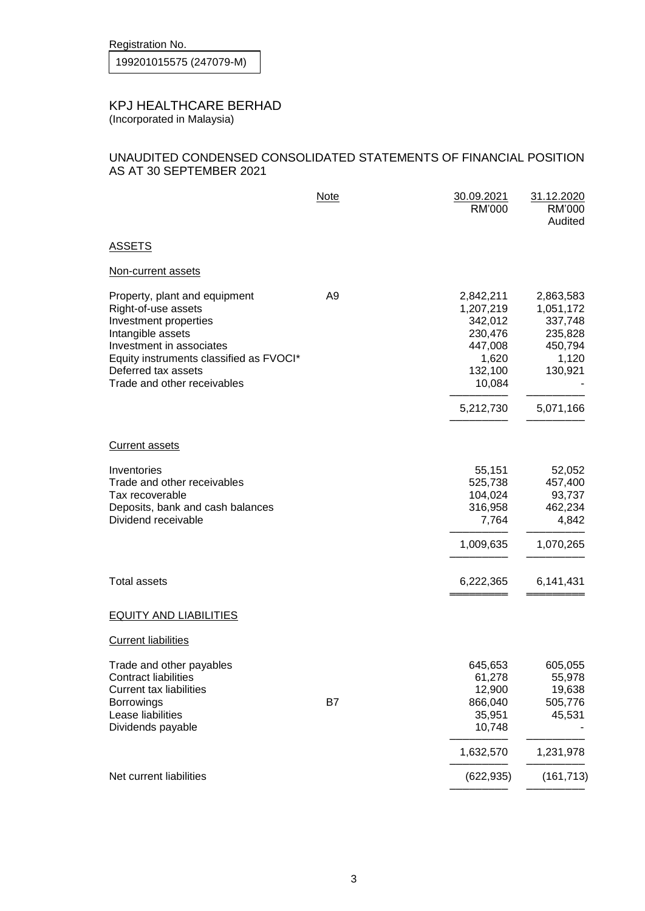Registration No.

199201015575 (247079-M)

# KPJ HEALTHCARE BERHAD

(Incorporated in Malaysia)

## UNAUDITED CONDENSED CONSOLIDATED STATEMENTS OF FINANCIAL POSITION AS AT 30 SEPTEMBER 2021

| | Note | 30.09.2021 RM'000 | 31.12.2020 RM'000 Audited |
|---|---|---|---|
| **ASSETS** | | | |
| Non-current assets | | | |
| Property, plant and equipment | A9 | 2,842,211 | 2,863,583 |
| Right-of-use assets | | 1,207,219 | 1,051,172 |
| Investment properties | | 342,012 | 337,748 |
| Intangible assets | | 230,476 | 235,828 |
| Investment in associates | | 447,008 | 450,794 |
| Equity instruments classified as FVOCI* | | 1,620 | 1,120 |
| Deferred tax assets | | 132,100 | 130,921 |
| Trade and other receivables | | 10,084 | - |
| | | 5,212,730 | 5,071,166 |
| Current assets | | | |
| Inventories | | 55,151 | 52,052 |
| Trade and other receivables | | 525,738 | 457,400 |
| Tax recoverable | | 104,024 | 93,737 |
| Deposits, bank and cash balances | | 316,958 | 462,234 |
| Dividend receivable | | 7,764 | 4,842 |
| | | 1,009,635 | 1,070,265 |
| Total assets | | 6,222,365 | 6,141,431 |
| **EQUITY AND LIABILITIES** | | | |
| Current liabilities | | | |
| Trade and other payables | | 645,653 | 605,055 |
| Contract liabilities | | 61,278 | 55,978 |
| Current tax liabilities | | 12,900 | 19,638 |
| Borrowings | B7 | 866,040 | 505,776 |
| Lease liabilities | | 35,951 | 45,531 |
| Dividends payable | | 10,748 | - |
| | | 1,632,570 | 1,231,978 |
| Net current liabilities | | (622,935) | (161,713) |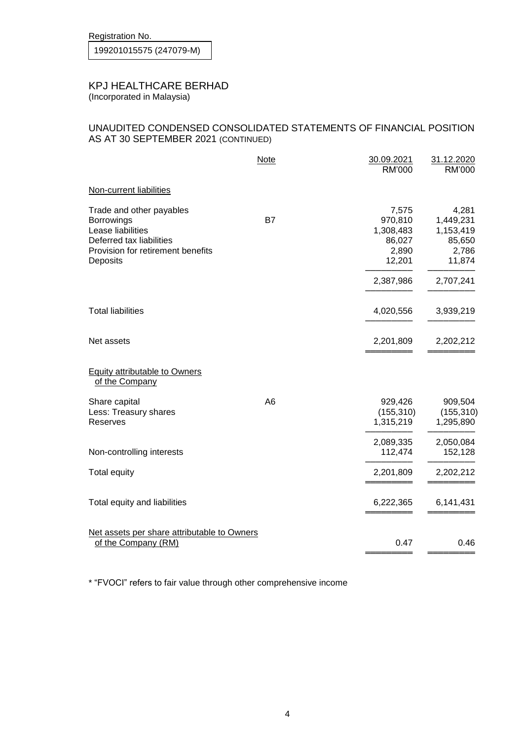Registration No.

199201015575 (247079-M)

# KPJ HEALTHCARE BERHAD

(Incorporated in Malaysia)

## UNAUDITED CONDENSED CONSOLIDATED STATEMENTS OF FINANCIAL POSITION AS AT 30 SEPTEMBER 2021 (CONTINUED)

| | Note | 30.09.2021 RM'000 | 31.12.2020 RM'000 |
|---|---|---|---|
| Non-current liabilities | | | |
| Trade and other payables | | 7,575 | 4,281 |
| Borrowings | B7 | 970,810 | 1,449,231 |
| Lease liabilities | | 1,308,483 | 1,153,419 |
| Deferred tax liabilities | | 86,027 | 85,650 |
| Provision for retirement benefits | | 2,890 | 2,786 |
| Deposits | | 12,201 | 11,874 |
| | | 2,387,986 | 2,707,241 |
| Total liabilities | | 4,020,556 | 3,939,219 |
| Net assets | | 2,201,809 | 2,202,212 |
| Equity attributable to Owners of the Company | | | |
| Share capital | A6 | 929,426 | 909,504 |
| Less: Treasury shares | | (155,310) | (155,310) |
| Reserves | | 1,315,219 | 1,295,890 |
| | | 2,089,335 | 2,050,084 |
| Non-controlling interests | | 112,474 | 152,128 |
| Total equity | | 2,201,809 | 2,202,212 |
| Total equity and liabilities | | 6,222,365 | 6,141,431 |
| Net assets per share attributable to Owners of the Company (RM) | | 0.47 | 0.46 |

* "FVOCI" refers to fair value through other comprehensive income